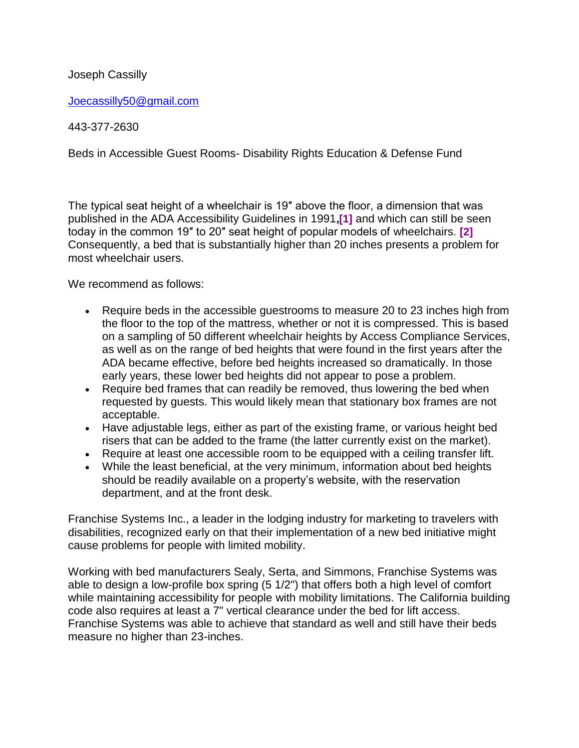Joseph Cassilly

Joecassilly50@gmail.com

443-377-2630

Beds in Accessible Guest Rooms- Disability Rights Education & Defense Fund

The typical seat height of a wheelchair is 19″ above the floor, a dimension that was published in the ADA Accessibility Guidelines in 1991,[1] and which can still be seen today in the common 19″ to 20″ seat height of popular models of wheelchairs. [2] Consequently, a bed that is substantially higher than 20 inches presents a problem for most wheelchair users.

We recommend as follows:

- Require beds in the accessible guestrooms to measure 20 to 23 inches high from the floor to the top of the mattress, whether or not it is compressed. This is based on a sampling of 50 different wheelchair heights by Access Compliance Services, as well as on the range of bed heights that were found in the first years after the ADA became effective, before bed heights increased so dramatically. In those early years, these lower bed heights did not appear to pose a problem.
- Require bed frames that can readily be removed, thus lowering the bed when requested by guests. This would likely mean that stationary box frames are not acceptable.
- Have adjustable legs, either as part of the existing frame, or various height bed risers that can be added to the frame (the latter currently exist on the market).
- Require at least one accessible room to be equipped with a ceiling transfer lift.
- While the least beneficial, at the very minimum, information about bed heights should be readily available on a property's website, with the reservation department, and at the front desk.

Franchise Systems Inc., a leader in the lodging industry for marketing to travelers with disabilities, recognized early on that their implementation of a new bed initiative might cause problems for people with limited mobility.

Working with bed manufacturers Sealy, Serta, and Simmons, Franchise Systems was able to design a low-profile box spring (5 1/2") that offers both a high level of comfort while maintaining accessibility for people with mobility limitations. The California building code also requires at least a 7" vertical clearance under the bed for lift access. Franchise Systems was able to achieve that standard as well and still have their beds measure no higher than 23-inches.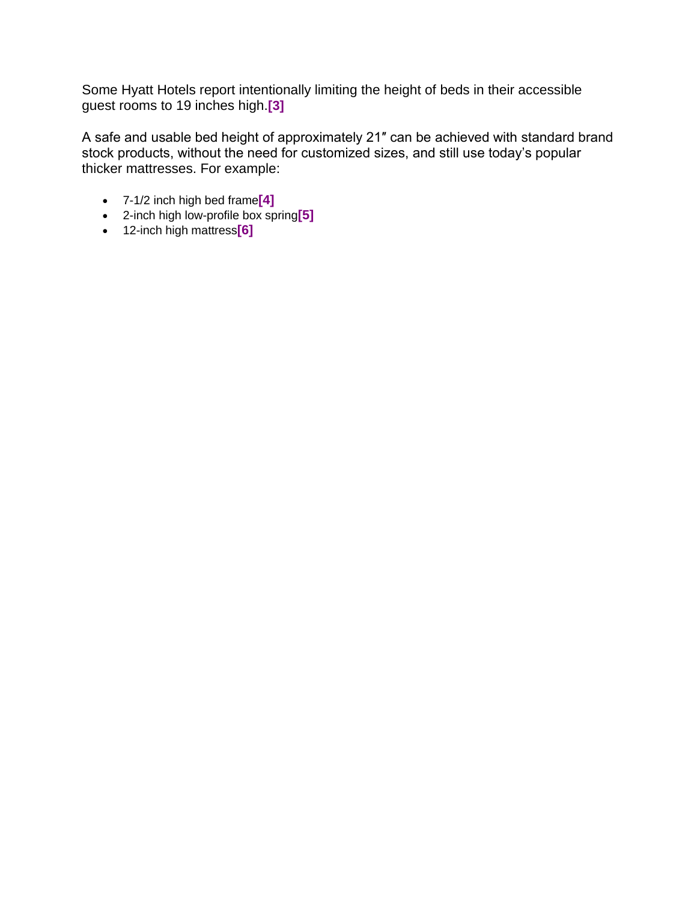Some Hyatt Hotels report intentionally limiting the height of beds in their accessible guest rooms to 19 inches high.[3]

A safe and usable bed height of approximately 21″ can be achieved with standard brand stock products, without the need for customized sizes, and still use today's popular thicker mattresses. For example:

- 7-1/2 inch high bed frame[4]
- 2-inch high low-profile box spring[5]
- 12-inch high mattress[6]